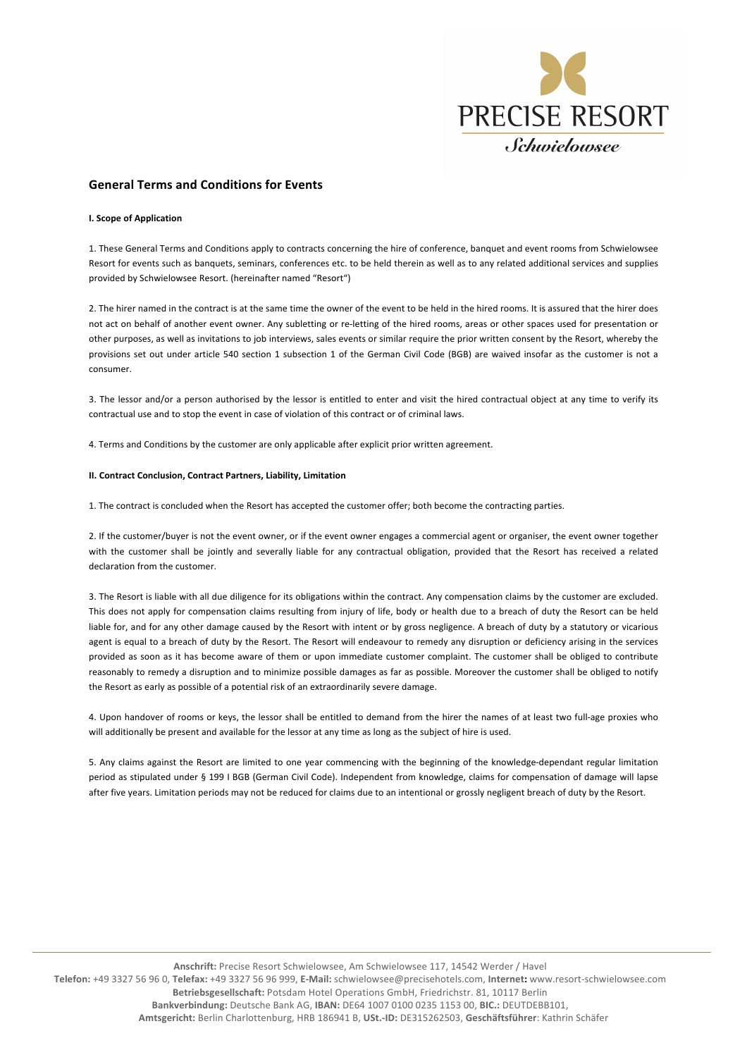PRECISE RESORT
*Schwielowsee*

## General Terms and Conditions for Events

**I. Scope of Application**

1. These General Terms and Conditions apply to contracts concerning the hire of conference, banquet and event rooms from Schwielowsee Resort for events such as banquets, seminars, conferences etc. to be held therein as well as to any related additional services and supplies provided by Schwielowsee Resort. (hereinafter named "Resort")

2. The hirer named in the contract is at the same time the owner of the event to be held in the hired rooms. It is assured that the hirer does not act on behalf of another event owner. Any subletting or re-letting of the hired rooms, areas or other spaces used for presentation or other purposes, as well as invitations to job interviews, sales events or similar require the prior written consent by the Resort, whereby the provisions set out under article 540 section 1 subsection 1 of the German Civil Code (BGB) are waived insofar as the customer is not a consumer.

3. The lessor and/or a person authorised by the lessor is entitled to enter and visit the hired contractual object at any time to verify its contractual use and to stop the event in case of violation of this contract or of criminal laws.

4. Terms and Conditions by the customer are only applicable after explicit prior written agreement.

**II. Contract Conclusion, Contract Partners, Liability, Limitation**

1. The contract is concluded when the Resort has accepted the customer offer; both become the contracting parties.

2. If the customer/buyer is not the event owner, or if the event owner engages a commercial agent or organiser, the event owner together with the customer shall be jointly and severally liable for any contractual obligation, provided that the Resort has received a related declaration from the customer.

3. The Resort is liable with all due diligence for its obligations within the contract. Any compensation claims by the customer are excluded. This does not apply for compensation claims resulting from injury of life, body or health due to a breach of duty the Resort can be held liable for, and for any other damage caused by the Resort with intent or by gross negligence. A breach of duty by a statutory or vicarious agent is equal to a breach of duty by the Resort. The Resort will endeavour to remedy any disruption or deficiency arising in the services provided as soon as it has become aware of them or upon immediate customer complaint. The customer shall be obliged to contribute reasonably to remedy a disruption and to minimize possible damages as far as possible. Moreover the customer shall be obliged to notify the Resort as early as possible of a potential risk of an extraordinarily severe damage.

4. Upon handover of rooms or keys, the lessor shall be entitled to demand from the hirer the names of at least two full-age proxies who will additionally be present and available for the lessor at any time as long as the subject of hire is used.

5. Any claims against the Resort are limited to one year commencing with the beginning of the knowledge-dependant regular limitation period as stipulated under § 199 I BGB (German Civil Code). Independent from knowledge, claims for compensation of damage will lapse after five years. Limitation periods may not be reduced for claims due to an intentional or grossly negligent breach of duty by the Resort.

**Anschrift:** Precise Resort Schwielowsee, Am Schwielowsee 117, 14542 Werder / Havel
**Telefon:** +49 3327 56 96 0, **Telefax:** +49 3327 56 96 999, **E-Mail:** schwielowsee@precisehotels.com, **Internet:** www.resort-schwielowsee.com
**Betriebsgesellschaft:** Potsdam Hotel Operations GmbH, Friedrichstr. 81, 10117 Berlin
**Bankverbindung:** Deutsche Bank AG, **IBAN:** DE64 1007 0100 0235 1153 00, **BIC.:** DEUTDEBB101,
**Amtsgericht:** Berlin Charlottenburg, HRB 186941 B, **USt.-ID:** DE315262503, **Geschäftsführer**: Kathrin Schäfer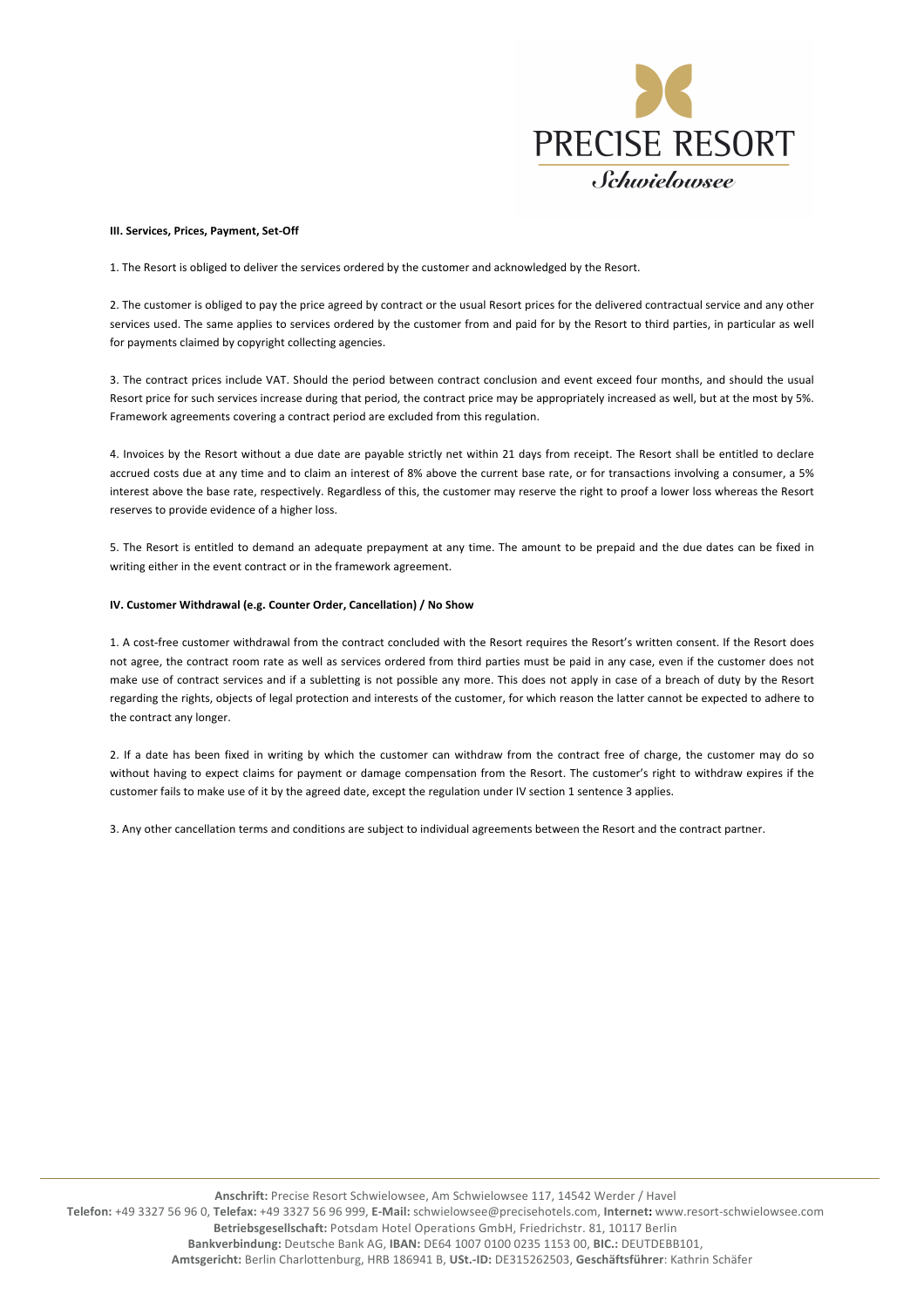**III. Services, Prices, Payment, Set-Off**

1. The Resort is obliged to deliver the services ordered by the customer and acknowledged by the Resort.

2. The customer is obliged to pay the price agreed by contract or the usual Resort prices for the delivered contractual service and any other services used. The same applies to services ordered by the customer from and paid for by the Resort to third parties, in particular as well for payments claimed by copyright collecting agencies.

3. The contract prices include VAT. Should the period between contract conclusion and event exceed four months, and should the usual Resort price for such services increase during that period, the contract price may be appropriately increased as well, but at the most by 5%. Framework agreements covering a contract period are excluded from this regulation.

4. Invoices by the Resort without a due date are payable strictly net within 21 days from receipt. The Resort shall be entitled to declare accrued costs due at any time and to claim an interest of 8% above the current base rate, or for transactions involving a consumer, a 5% interest above the base rate, respectively. Regardless of this, the customer may reserve the right to proof a lower loss whereas the Resort reserves to provide evidence of a higher loss.

5. The Resort is entitled to demand an adequate prepayment at any time. The amount to be prepaid and the due dates can be fixed in writing either in the event contract or in the framework agreement.

**IV. Customer Withdrawal (e.g. Counter Order, Cancellation) / No Show**

1. A cost-free customer withdrawal from the contract concluded with the Resort requires the Resort's written consent. If the Resort does not agree, the contract room rate as well as services ordered from third parties must be paid in any case, even if the customer does not make use of contract services and if a subletting is not possible any more. This does not apply in case of a breach of duty by the Resort regarding the rights, objects of legal protection and interests of the customer, for which reason the latter cannot be expected to adhere to the contract any longer.

2. If a date has been fixed in writing by which the customer can withdraw from the contract free of charge, the customer may do so without having to expect claims for payment or damage compensation from the Resort. The customer's right to withdraw expires if the customer fails to make use of it by the agreed date, except the regulation under IV section 1 sentence 3 applies.

3. Any other cancellation terms and conditions are subject to individual agreements between the Resort and the contract partner.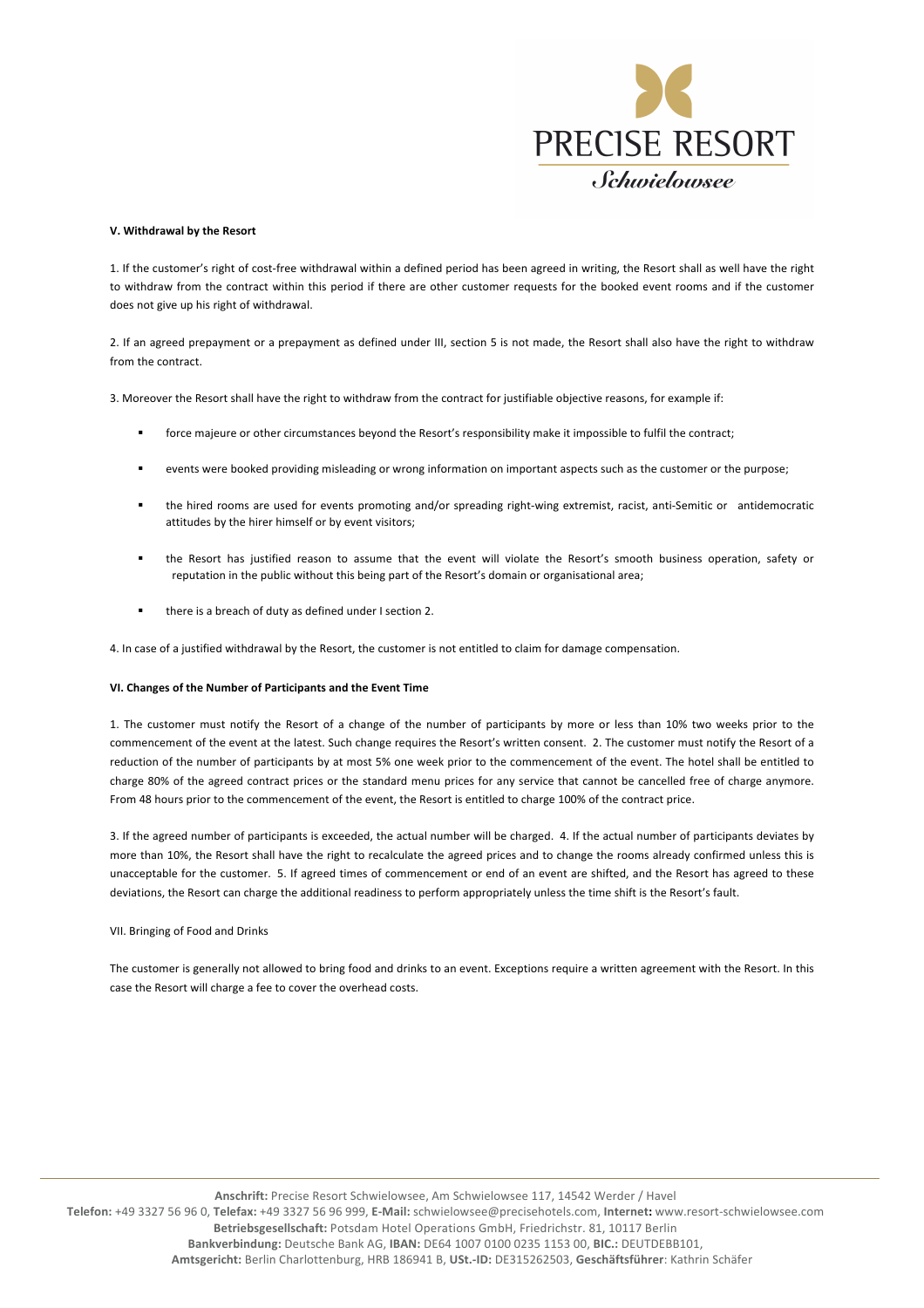**V. Withdrawal by the Resort**

1. If the customer's right of cost-free withdrawal within a defined period has been agreed in writing, the Resort shall as well have the right to withdraw from the contract within this period if there are other customer requests for the booked event rooms and if the customer does not give up his right of withdrawal.

2. If an agreed prepayment or a prepayment as defined under III, section 5 is not made, the Resort shall also have the right to withdraw from the contract.

3. Moreover the Resort shall have the right to withdraw from the contract for justifiable objective reasons, for example if:

- force majeure or other circumstances beyond the Resort's responsibility make it impossible to fulfil the contract;
- events were booked providing misleading or wrong information on important aspects such as the customer or the purpose;
- the hired rooms are used for events promoting and/or spreading right-wing extremist, racist, anti-Semitic or antidemocratic attitudes by the hirer himself or by event visitors;
- the Resort has justified reason to assume that the event will violate the Resort's smooth business operation, safety or reputation in the public without this being part of the Resort's domain or organisational area;
- there is a breach of duty as defined under I section 2.

4. In case of a justified withdrawal by the Resort, the customer is not entitled to claim for damage compensation.

**VI. Changes of the Number of Participants and the Event Time**

1. The customer must notify the Resort of a change of the number of participants by more or less than 10% two weeks prior to the commencement of the event at the latest. Such change requires the Resort's written consent. 2. The customer must notify the Resort of a reduction of the number of participants by at most 5% one week prior to the commencement of the event. The hotel shall be entitled to charge 80% of the agreed contract prices or the standard menu prices for any service that cannot be cancelled free of charge anymore. From 48 hours prior to the commencement of the event, the Resort is entitled to charge 100% of the contract price.

3. If the agreed number of participants is exceeded, the actual number will be charged. 4. If the actual number of participants deviates by more than 10%, the Resort shall have the right to recalculate the agreed prices and to change the rooms already confirmed unless this is unacceptable for the customer. 5. If agreed times of commencement or end of an event are shifted, and the Resort has agreed to these deviations, the Resort can charge the additional readiness to perform appropriately unless the time shift is the Resort's fault.

VII. Bringing of Food and Drinks

The customer is generally not allowed to bring food and drinks to an event. Exceptions require a written agreement with the Resort. In this case the Resort will charge a fee to cover the overhead costs.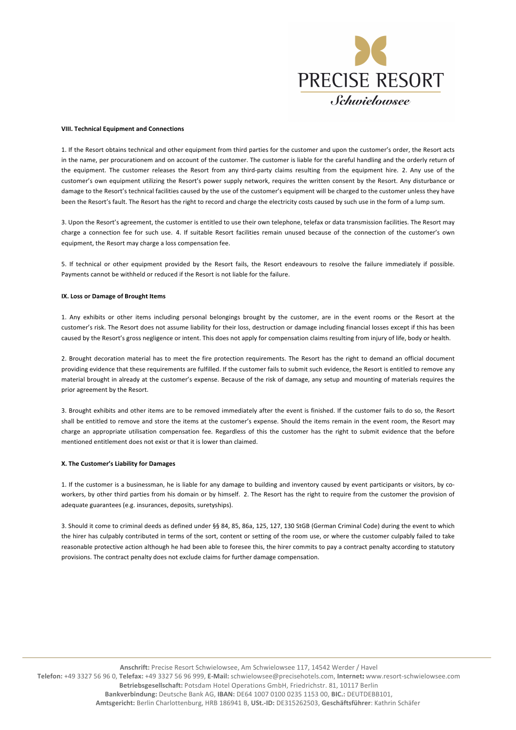### VIII. Technical Equipment and Connections

1. If the Resort obtains technical and other equipment from third parties for the customer and upon the customer's order, the Resort acts in the name, per procurationem and on account of the customer. The customer is liable for the careful handling and the orderly return of the equipment. The customer releases the Resort from any third-party claims resulting from the equipment hire. 2. Any use of the customer's own equipment utilizing the Resort's power supply network, requires the written consent by the Resort. Any disturbance or damage to the Resort's technical facilities caused by the use of the customer's equipment will be charged to the customer unless they have been the Resort's fault. The Resort has the right to record and charge the electricity costs caused by such use in the form of a lump sum.

3. Upon the Resort's agreement, the customer is entitled to use their own telephone, telefax or data transmission facilities. The Resort may charge a connection fee for such use. 4. If suitable Resort facilities remain unused because of the connection of the customer's own equipment, the Resort may charge a loss compensation fee.

5. If technical or other equipment provided by the Resort fails, the Resort endeavours to resolve the failure immediately if possible. Payments cannot be withheld or reduced if the Resort is not liable for the failure.

### IX. Loss or Damage of Brought Items

1. Any exhibits or other items including personal belongings brought by the customer, are in the event rooms or the Resort at the customer's risk. The Resort does not assume liability for their loss, destruction or damage including financial losses except if this has been caused by the Resort's gross negligence or intent. This does not apply for compensation claims resulting from injury of life, body or health.

2. Brought decoration material has to meet the fire protection requirements. The Resort has the right to demand an official document providing evidence that these requirements are fulfilled. If the customer fails to submit such evidence, the Resort is entitled to remove any material brought in already at the customer's expense. Because of the risk of damage, any setup and mounting of materials requires the prior agreement by the Resort.

3. Brought exhibits and other items are to be removed immediately after the event is finished. If the customer fails to do so, the Resort shall be entitled to remove and store the items at the customer's expense. Should the items remain in the event room, the Resort may charge an appropriate utilisation compensation fee. Regardless of this the customer has the right to submit evidence that the before mentioned entitlement does not exist or that it is lower than claimed.

### X. The Customer's Liability for Damages

1. If the customer is a businessman, he is liable for any damage to building and inventory caused by event participants or visitors, by co-workers, by other third parties from his domain or by himself. 2. The Resort has the right to require from the customer the provision of adequate guarantees (e.g. insurances, deposits, suretyships).

3. Should it come to criminal deeds as defined under §§ 84, 85, 86a, 125, 127, 130 StGB (German Criminal Code) during the event to which the hirer has culpably contributed in terms of the sort, content or setting of the room use, or where the customer culpably failed to take reasonable protective action although he had been able to foresee this, the hirer commits to pay a contract penalty according to statutory provisions. The contract penalty does not exclude claims for further damage compensation.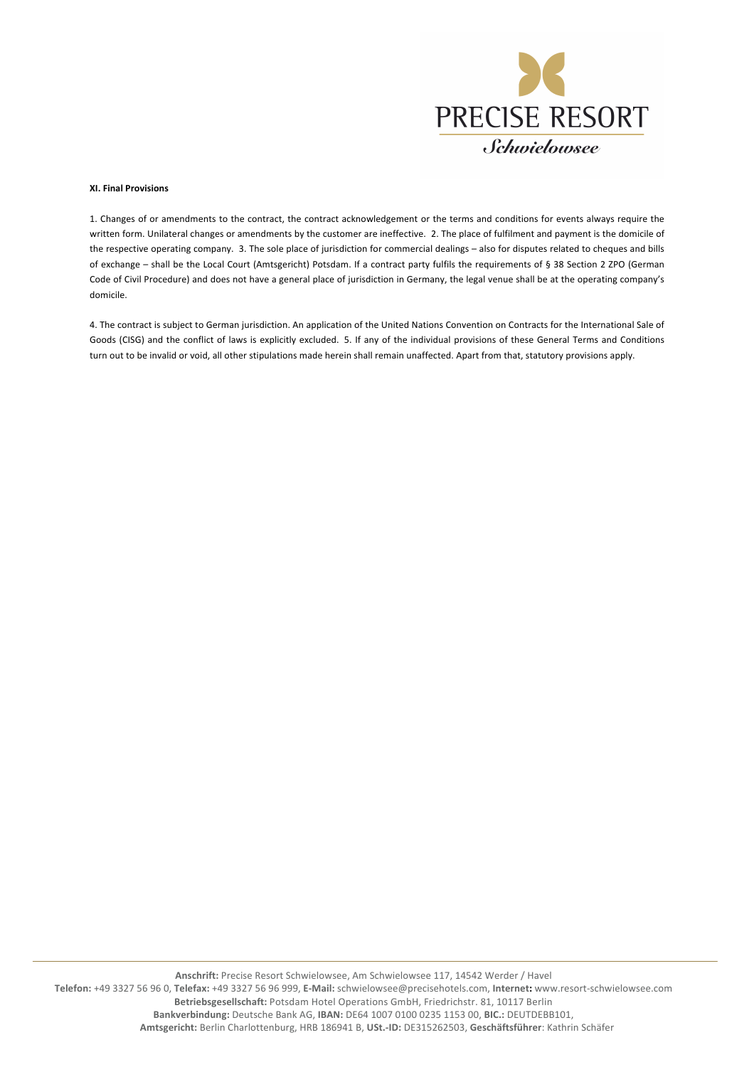**XI. Final Provisions**

1. Changes of or amendments to the contract, the contract acknowledgement or the terms and conditions for events always require the written form. Unilateral changes or amendments by the customer are ineffective. 2. The place of fulfilment and payment is the domicile of the respective operating company. 3. The sole place of jurisdiction for commercial dealings – also for disputes related to cheques and bills of exchange – shall be the Local Court (Amtsgericht) Potsdam. If a contract party fulfils the requirements of § 38 Section 2 ZPO (German Code of Civil Procedure) and does not have a general place of jurisdiction in Germany, the legal venue shall be at the operating company's domicile.

4. The contract is subject to German jurisdiction. An application of the United Nations Convention on Contracts for the International Sale of Goods (CISG) and the conflict of laws is explicitly excluded. 5. If any of the individual provisions of these General Terms and Conditions turn out to be invalid or void, all other stipulations made herein shall remain unaffected. Apart from that, statutory provisions apply.